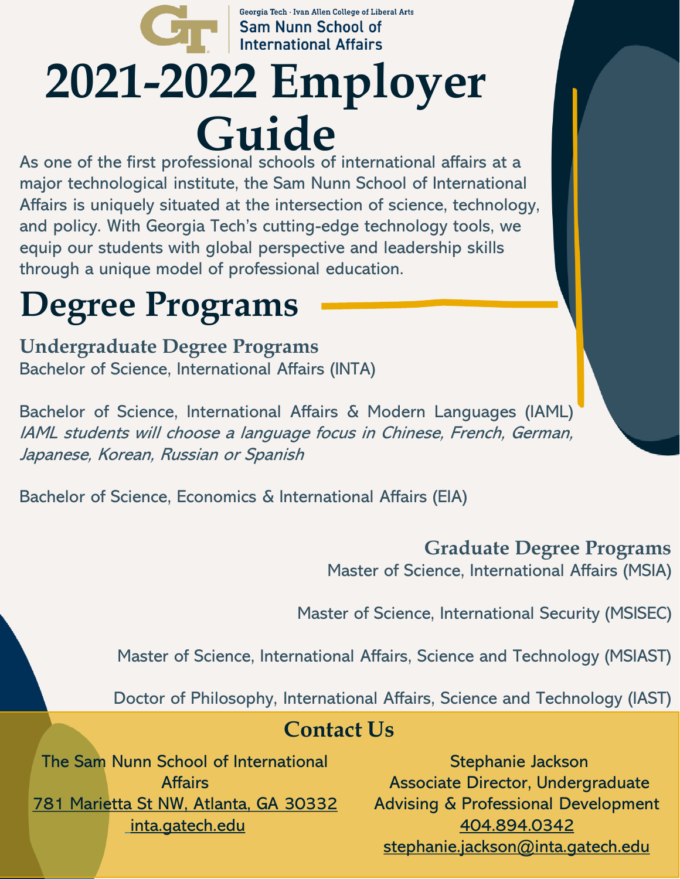Georgia Tech · Ivan Allen College of Liberal Arts
Sam Nunn School of International Affairs

# 2021-2022 Employer Guide

As one of the first professional schools of international affairs at a major technological institute, the Sam Nunn School of International Affairs is uniquely situated at the intersection of science, technology, and policy. With Georgia Tech's cutting-edge technology tools, we equip our students with global perspective and leadership skills through a unique model of professional education.

# Degree Programs

## Undergraduate Degree Programs

Bachelor of Science, International Affairs (INTA)

Bachelor of Science, International Affairs & Modern Languages (IAML)
*IAML students will choose a language focus in Chinese, French, German, Japanese, Korean, Russian or Spanish*

Bachelor of Science, Economics & International Affairs (EIA)

## Graduate Degree Programs

Master of Science, International Affairs (MSIA)

Master of Science, International Security (MSISEC)

Master of Science, International Affairs, Science and Technology (MSIAST)

Doctor of Philosophy, International Affairs, Science and Technology (IAST)

## Contact Us

The Sam Nunn School of International Affairs
781 Marietta St NW, Atlanta, GA 30332
inta.gatech.edu

Stephanie Jackson
Associate Director, Undergraduate Advising & Professional Development
404.894.0342
stephanie.jackson@inta.gatech.edu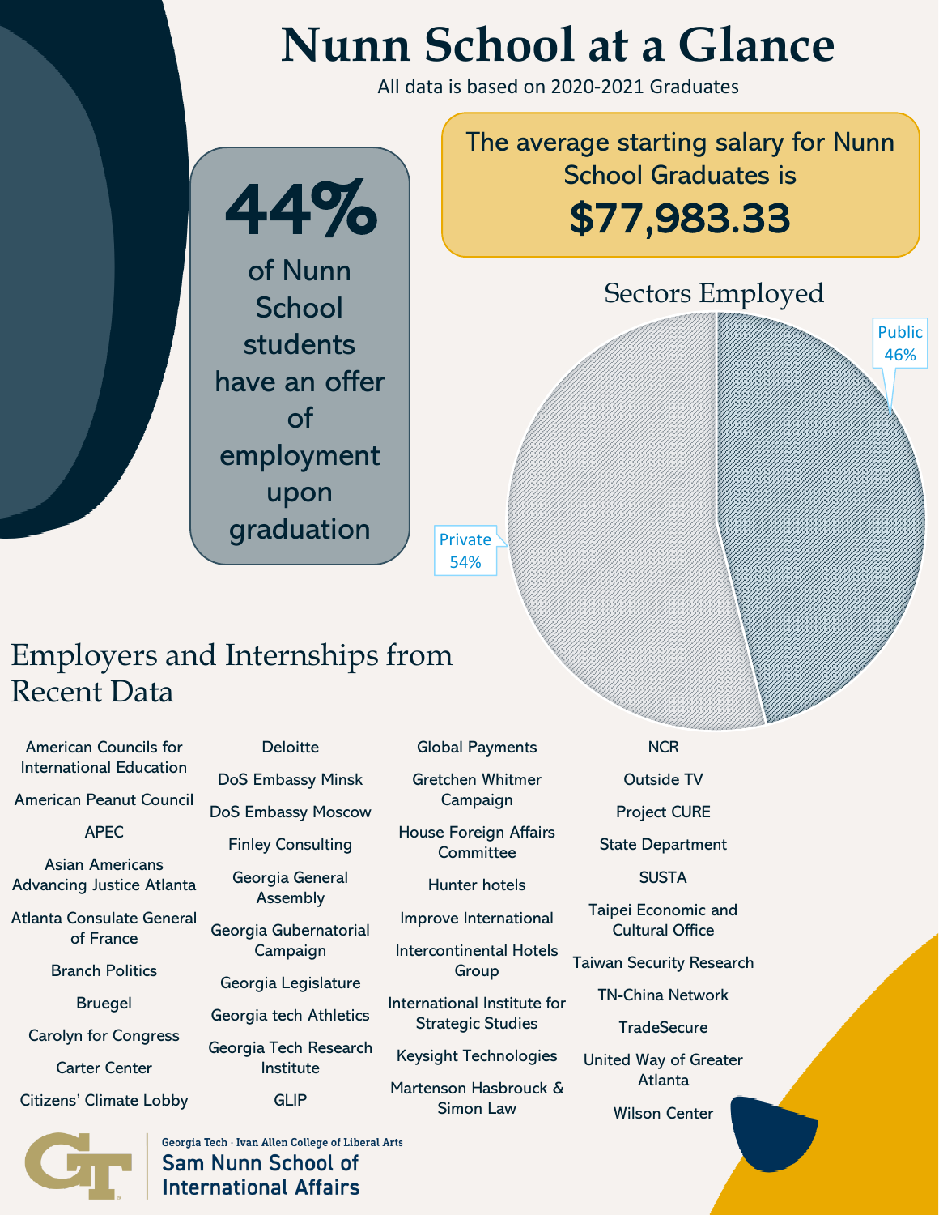# Nunn School at a Glance

All data is based on 2020-2021 Graduates

**44%**

of Nunn School students have an offer of employment upon graduation

The average starting salary for Nunn School Graduates is

**$77,983.33**

## Sectors Employed

- Public 46%
- Private 54%

## Employers and Internships from Recent Data

- American Councils for International Education
- American Peanut Council
- APEC
- Asian Americans Advancing Justice Atlanta
- Atlanta Consulate General of France
- Branch Politics
- Bruegel
- Carolyn for Congress
- Carter Center
- Citizens' Climate Lobby
- Deloitte
- DoS Embassy Minsk
- DoS Embassy Moscow
- Finley Consulting
- Georgia General Assembly
- Georgia Gubernatorial Campaign
- Georgia Legislature
- Georgia tech Athletics
- Georgia Tech Research Institute
- GLIP
- Global Payments
- Gretchen Whitmer Campaign
- House Foreign Affairs Committee
- Hunter hotels
- Improve International
- Intercontinental Hotels Group
- International Institute for Strategic Studies
- Keysight Technologies
- Martenson Hasbrouck & Simon Law
- NCR
- Outside TV
- Project CURE
- State Department
- SUSTA
- Taipei Economic and Cultural Office
- Taiwan Security Research
- TN-China Network
- TradeSecure
- United Way of Greater Atlanta
- Wilson Center

Georgia Tech · Ivan Allen College of Liberal Arts
Sam Nunn School of International Affairs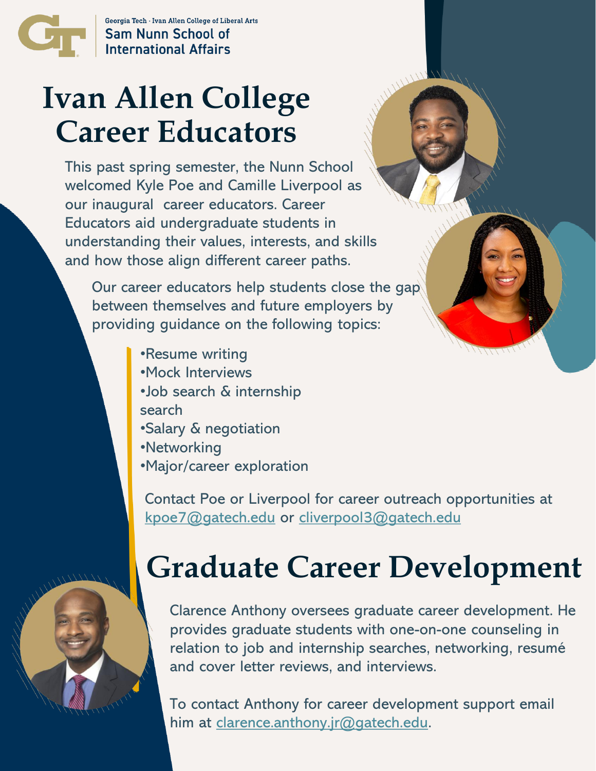Georgia Tech · Ivan Allen College of Liberal Arts
Sam Nunn School of International Affairs

# Ivan Allen College Career Educators

This past spring semester, the Nunn School welcomed Kyle Poe and Camille Liverpool as our inaugural career educators. Career Educators aid undergraduate students in understanding their values, interests, and skills and how those align different career paths.

Our career educators help students close the gap between themselves and future employers by providing guidance on the following topics:

- Resume writing
- Mock Interviews
- Job search & internship search
- Salary & negotiation
- Networking
- Major/career exploration

Contact Poe or Liverpool for career outreach opportunities at kpoe7@gatech.edu or cliverpool3@gatech.edu

# Graduate Career Development

Clarence Anthony oversees graduate career development. He provides graduate students with one-on-one counseling in relation to job and internship searches, networking, resumé and cover letter reviews, and interviews.

To contact Anthony for career development support email him at clarence.anthony.jr@gatech.edu.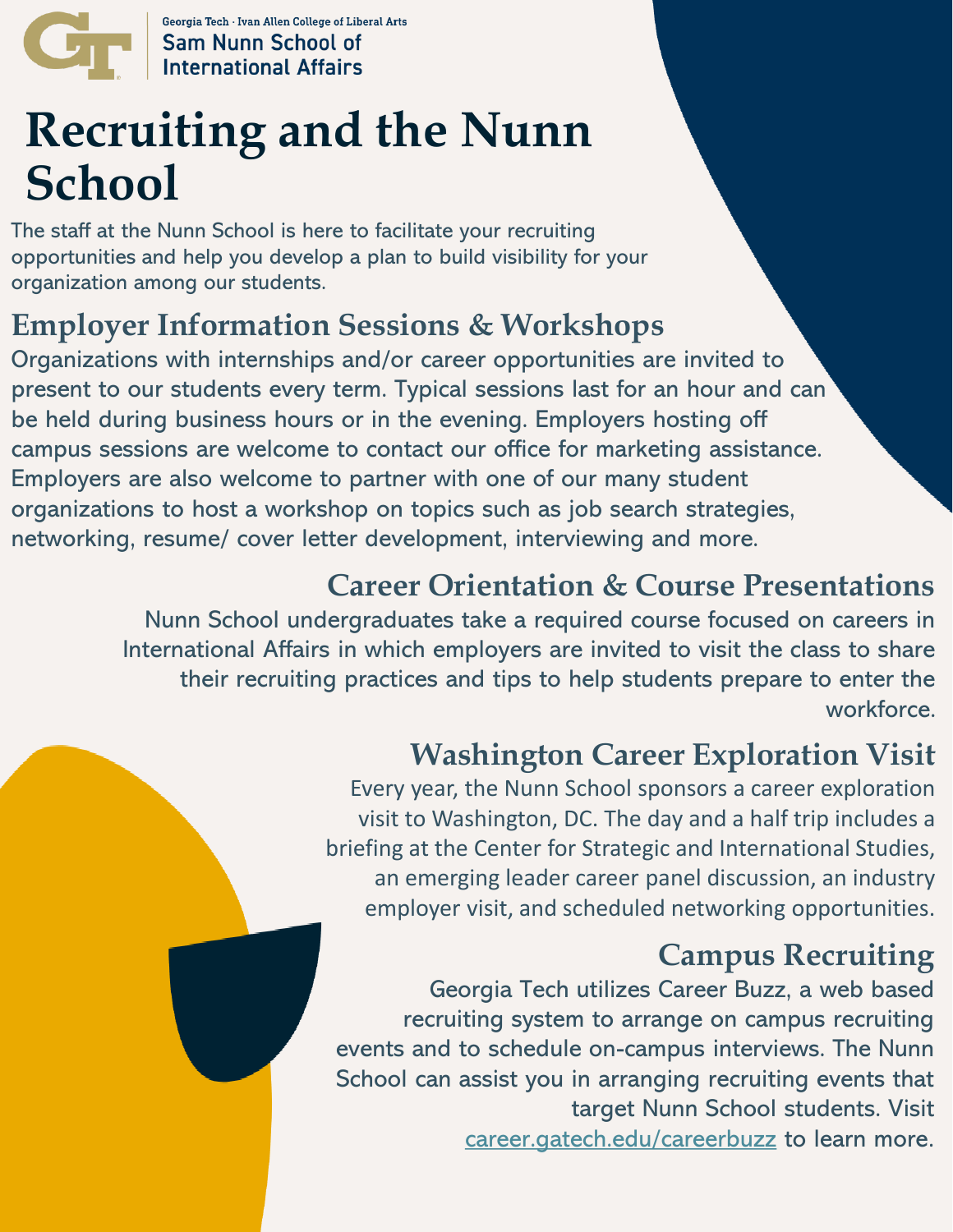Georgia Tech · Ivan Allen College of Liberal Arts
Sam Nunn School of International Affairs

# Recruiting and the Nunn School

The staff at the Nunn School is here to facilitate your recruiting opportunities and help you develop a plan to build visibility for your organization among our students.

## Employer Information Sessions & Workshops

Organizations with internships and/or career opportunities are invited to present to our students every term. Typical sessions last for an hour and can be held during business hours or in the evening. Employers hosting off campus sessions are welcome to contact our office for marketing assistance. Employers are also welcome to partner with one of our many student organizations to host a workshop on topics such as job search strategies, networking, resume/ cover letter development, interviewing and more.

## Career Orientation & Course Presentations

Nunn School undergraduates take a required course focused on careers in International Affairs in which employers are invited to visit the class to share their recruiting practices and tips to help students prepare to enter the workforce.

## Washington Career Exploration Visit

Every year, the Nunn School sponsors a career exploration visit to Washington, DC. The day and a half trip includes a briefing at the Center for Strategic and International Studies, an emerging leader career panel discussion, an industry employer visit, and scheduled networking opportunities.

## Campus Recruiting

Georgia Tech utilizes Career Buzz, a web based recruiting system to arrange on campus recruiting events and to schedule on-campus interviews. The Nunn School can assist you in arranging recruiting events that target Nunn School students. Visit career.gatech.edu/careerbuzz to learn more.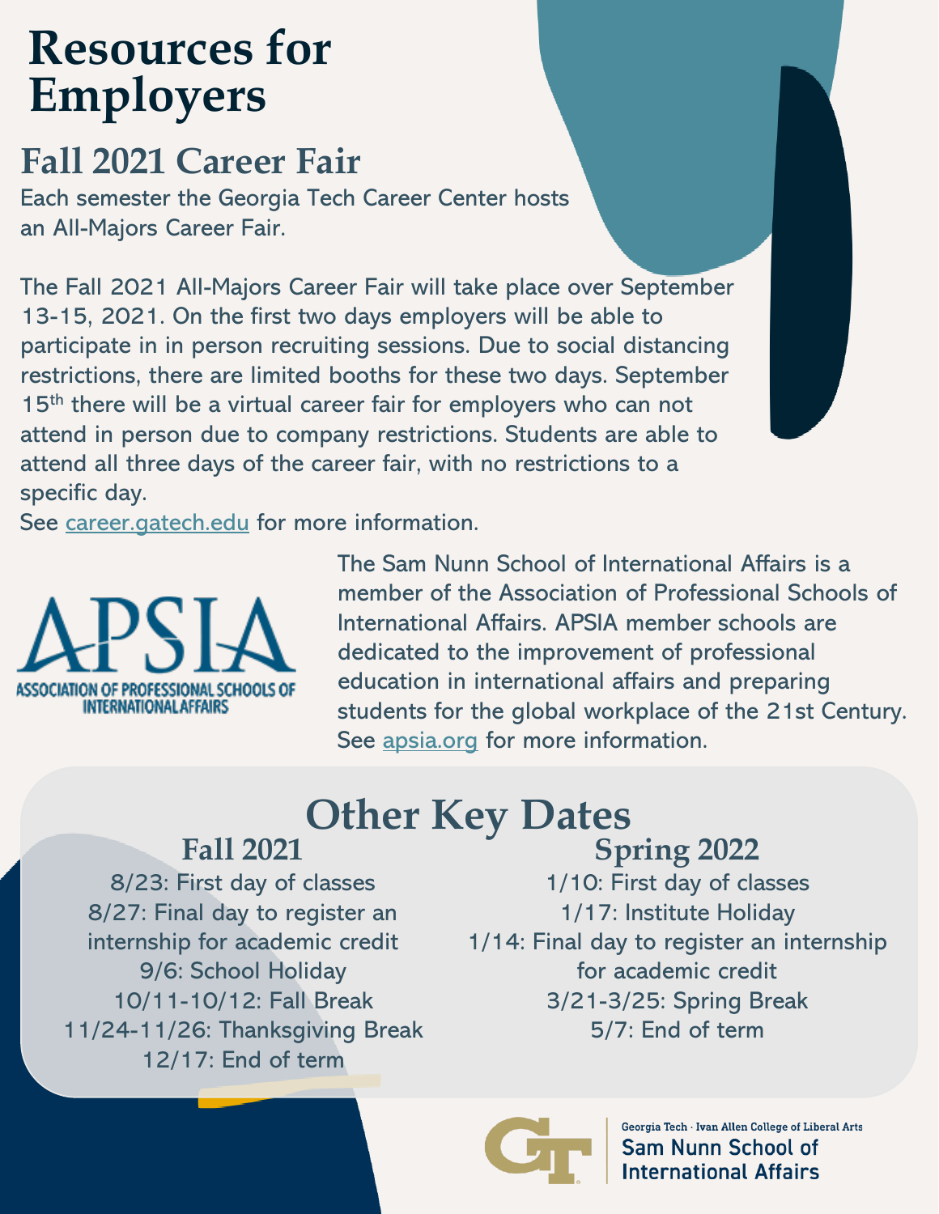# Resources for Employers

## Fall 2021 Career Fair

Each semester the Georgia Tech Career Center hosts an All-Majors Career Fair.

The Fall 2021 All-Majors Career Fair will take place over September 13-15, 2021. On the first two days employers will be able to participate in in person recruiting sessions. Due to social distancing restrictions, there are limited booths for these two days. September 15th there will be a virtual career fair for employers who can not attend in person due to company restrictions. Students are able to attend all three days of the career fair, with no restrictions to a specific day.

See career.gatech.edu for more information.

APSIA
ASSOCIATION OF PROFESSIONAL SCHOOLS OF INTERNATIONAL AFFAIRS

The Sam Nunn School of International Affairs is a member of the Association of Professional Schools of International Affairs. APSIA member schools are dedicated to the improvement of professional education in international affairs and preparing students for the global workplace of the 21st Century. See apsia.org for more information.

## Other Key Dates

### Fall 2021

8/23: First day of classes
8/27: Final day to register an internship for academic credit
9/6: School Holiday
10/11-10/12: Fall Break
11/24-11/26: Thanksgiving Break
12/17: End of term

### Spring 2022

1/10: First day of classes
1/17: Institute Holiday
1/14: Final day to register an internship for academic credit
3/21-3/25: Spring Break
5/7: End of term

Georgia Tech · Ivan Allen College of Liberal Arts
Sam Nunn School of International Affairs